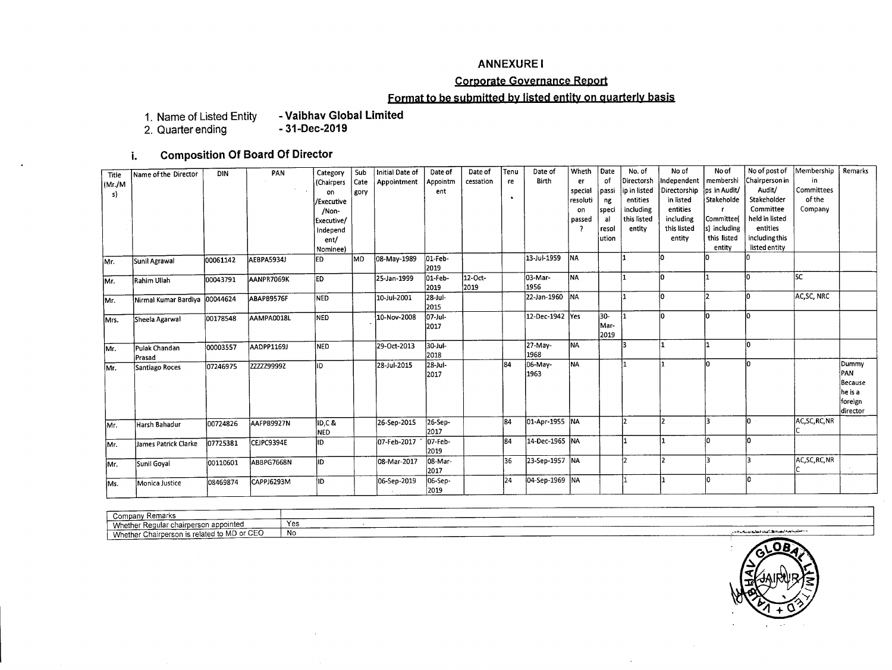# ANNEXURE I

## Corporate Governance Report

### Format to be submitted by listed entity on quarterly basis

1. Name of Listed Entity - **Vaibhav Global Limited**
2. Quarter ending - **31-Dec-2019**

### i. Composition Of Board Of Director

| Title (Mr./Ms) | Name of the Director | DIN | PAN | Category (Chairperson/Executive/Non-Executive/Independent/Nominee) | Sub Category | Initial Date of Appointment | Date of Appointment | Date of cessation | Tenure | Date of Birth | Whether special resolution passed? | Date of passing special resolution | No. of Directorship in listed entities including this listed entity | No of Independent Directorship in listed entities including this listed entity | No of memberships in Audit/ Stakeholder Committee(s) including this listed entity | No of post of Chairperson in Audit/ Stakeholder Committee held in listed entities including this listed entity | Membership in Committees of the Company | Remarks |
|---|---|---|---|---|---|---|---|---|---|---|---|---|---|---|---|---|---|---|
| Mr. | Sunil Agrawal | 00061142 | AEBPA5934J | ED | MD | 08-May-1989 | 01-Feb-2019 | | | 13-Jul-1959 | NA | | 1 | 0 | 0 | 0 | | |
| Mr. | Rahim Ullah | 00043791 | AANPR7069K | ED | | 25-Jan-1999 | 01-Feb-2019 | 12-Oct-2019 | | 03-Mar-1956 | NA | | 1 | 0 | 1 | 0 | SC | |
| Mr. | Nirmal Kumar Bardiya | 00044624 | ABAPB9576F | NED | | 10-Jul-2001 | 28-Jul-2015 | | | 22-Jan-1960 | NA | | 1 | 0 | 2 | 0 | AC,SC, NRC | |
| Mrs. | Sheela Agarwal | 00178548 | AAMPA0018L | NED | | 10-Nov-2008 | 07-Jul-2017 | | | 12-Dec-1942 | Yes | 30-Mar-2019 | 1 | 0 | 0 | 0 | | |
| Mr. | Pulak Chandan Prasad | 00003557 | AADPP1169J | NED | | 29-Oct-2013 | 30-Jul-2018 | | | 27-May-1968 | NA | | 3 | 1 | 1 | 0 | | |
| Mr. | Santiago Roces | 07246975 | ZZZZZ9999Z | ID | | 28-Jul-2015 | 28-Jul-2017 | | 84 | 06-May-1963 | NA | | 1 | 1 | 0 | 0 | | Dummy PAN Because he is a foreign director |
| Mr. | Harsh Bahadur | 00724826 | AAFPB9927N | ID,C & NED | | 26-Sep-2015 | 26-Sep-2017 | | 84 | 01-Apr-1955 | NA | | 2 | 2 | 3 | 0 | AC,SC,RC,NRC | |
| Mr. | James Patrick Clarke | 07725381 | CEJPC9394E | ID | | 07-Feb-2017 | 07-Feb-2019 | | 84 | 14-Dec-1965 | NA | | 1 | 1 | 0 | 0 | | |
| Mr. | Sunil Goyal | 00110601 | ABBPG7668N | ID | | 08-Mar-2017 | 08-Mar-2017 | | 36 | 23-Sep-1957 | NA | | 2 | 2 | 3 | 3 | AC,SC,RC,NRC | |
| Ms. | Monica Justice | 08469874 | CAPPJ6293M | ID | | 06-Sep-2019 | 06-Sep-2019 | | 24 | 04-Sep-1969 | NA | | 1 | 1 | 0 | 0 | | |

| Company Remarks | |
|---|---|
| Whether Regular chairperson appointed | Yes |
| Whether Chairperson is related to MD or CEO | No |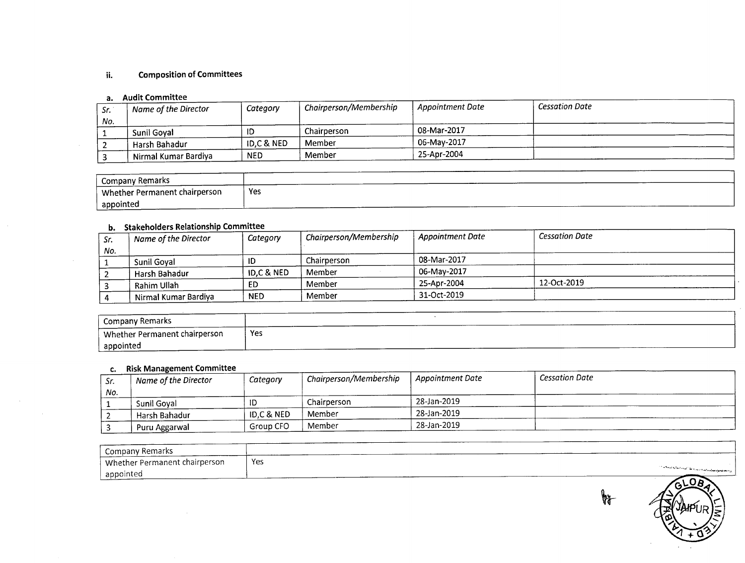## ii. Composition of Committees

### a. Audit Committee

| Sr. No. | Name of the Director | Category | Chairperson/Membership | Appointment Date | Cessation Date |
|---|---|---|---|---|---|
| 1 | Sunil Goyal | ID | Chairperson | 08-Mar-2017 | |
| 2 | Harsh Bahadur | ID,C & NED | Member | 06-May-2017 | |
| 3 | Nirmal Kumar Bardiya | NED | Member | 25-Apr-2004 | |

| Company Remarks | |
|---|---|
| Whether Permanent chairperson appointed | Yes |

### b. Stakeholders Relationship Committee

| Sr. No. | Name of the Director | Category | Chairperson/Membership | Appointment Date | Cessation Date |
|---|---|---|---|---|---|
| 1 | Sunil Goyal | ID | Chairperson | 08-Mar-2017 | |
| 2 | Harsh Bahadur | ID,C & NED | Member | 06-May-2017 | |
| 3 | Rahim Ullah | ED | Member | 25-Apr-2004 | 12-Oct-2019 |
| 4 | Nirmal Kumar Bardiya | NED | Member | 31-Oct-2019 | |

| Company Remarks | |
|---|---|
| Whether Permanent chairperson appointed | Yes |

### c. Risk Management Committee

| Sr. No. | Name of the Director | Category | Chairperson/Membership | Appointment Date | Cessation Date |
|---|---|---|---|---|---|
| 1 | Sunil Goyal | ID | Chairperson | 28-Jan-2019 | |
| 2 | Harsh Bahadur | ID,C & NED | Member | 28-Jan-2019 | |
| 3 | Puru Aggarwal | Group CFO | Member | 28-Jan-2019 | |

| Company Remarks | |
|---|---|
| Whether Permanent chairperson appointed | Yes |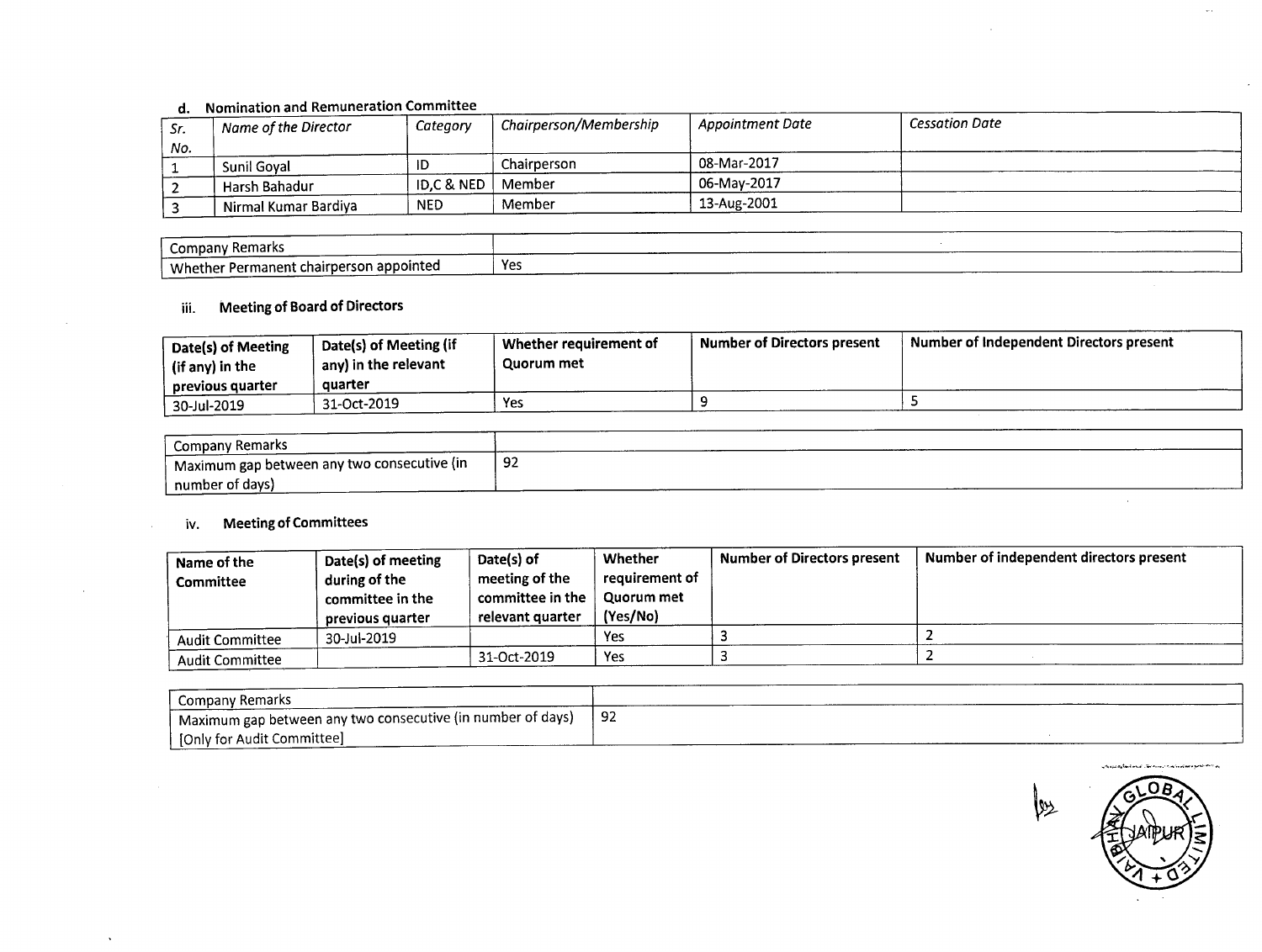### d. Nomination and Remuneration Committee

| Sr. No. | Name of the Director | Category | Chairperson/Membership | Appointment Date | Cessation Date |
|---|---|---|---|---|---|
| 1 | Sunil Goyal | ID | Chairperson | 08-Mar-2017 | |
| 2 | Harsh Bahadur | ID,C & NED | Member | 06-May-2017 | |
| 3 | Nirmal Kumar Bardiya | NED | Member | 13-Aug-2001 | |

| Company Remarks | |
|---|---|
| Whether Permanent chairperson appointed | Yes |

### iii. Meeting of Board of Directors

| Date(s) of Meeting (if any) in the previous quarter | Date(s) of Meeting (if any) in the relevant quarter | Whether requirement of Quorum met | Number of Directors present | Number of Independent Directors present |
|---|---|---|---|---|
| 30-Jul-2019 | 31-Oct-2019 | Yes | 9 | 5 |

| Company Remarks | |
|---|---|
| Maximum gap between any two consecutive (in number of days) | 92 |

### iv. Meeting of Committees

| Name of the Committee | Date(s) of meeting during of the committee in the previous quarter | Date(s) of meeting of the committee in the relevant quarter | Whether requirement of Quorum met (Yes/No) | Number of Directors present | Number of independent directors present |
|---|---|---|---|---|---|
| Audit Committee | 30-Jul-2019 | | Yes | 3 | 2 |
| Audit Committee | | 31-Oct-2019 | Yes | 3 | 2 |

| Company Remarks | |
|---|---|
| Maximum gap between any two consecutive (in number of days) [Only for Audit Committee] | 92 |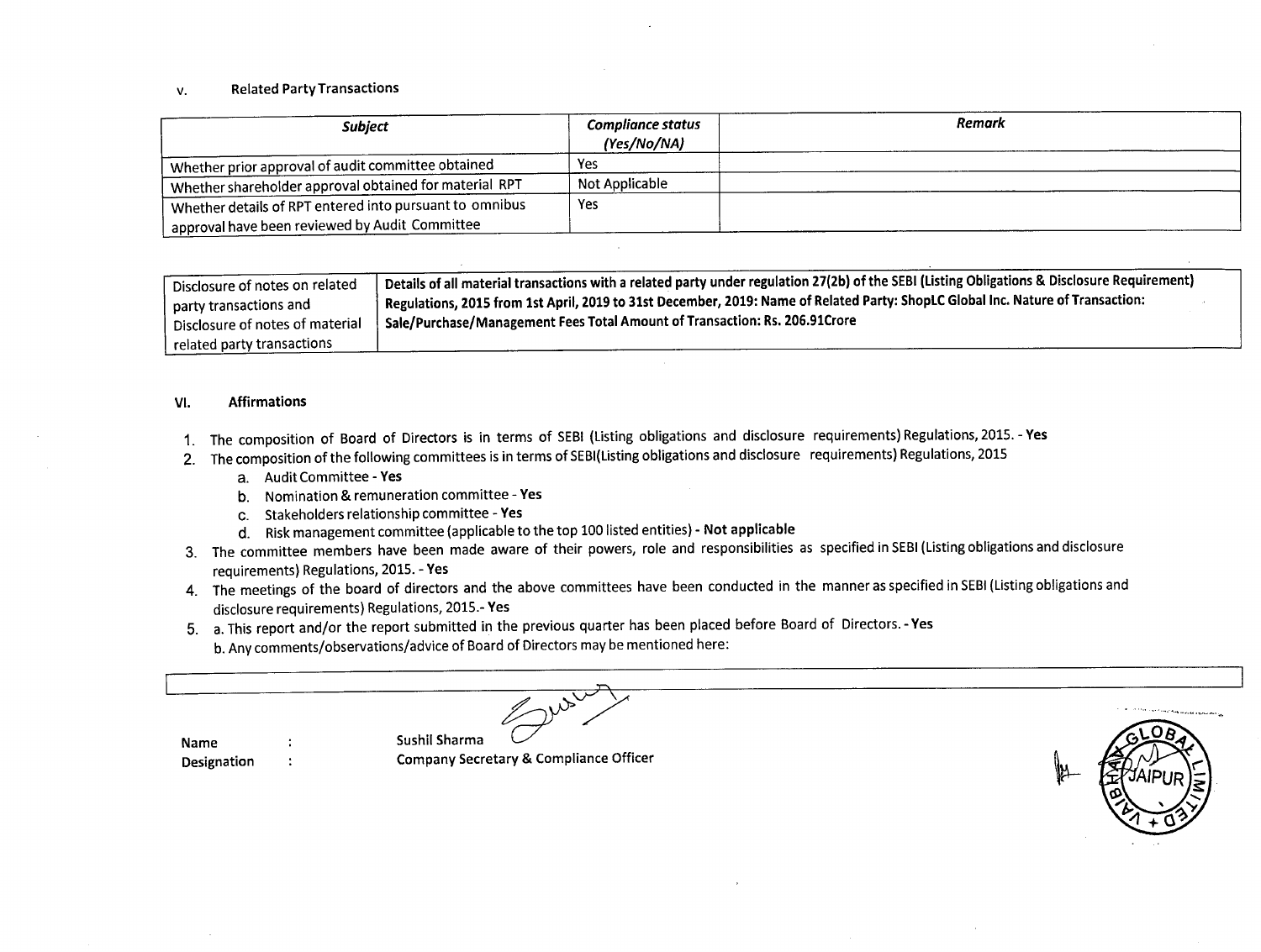## v. Related Party Transactions

| *Subject* | *Compliance status (Yes/No/NA)* | *Remark* |
|---|---|---|
| Whether prior approval of audit committee obtained | Yes | |
| Whether shareholder approval obtained for material RPT | Not Applicable | |
| Whether details of RPT entered into pursuant to omnibus approval have been reviewed by Audit Committee | Yes | |

| | |
|---|---|
| Disclosure of notes on related party transactions and Disclosure of notes of material related party transactions | **Details of all material transactions with a related party under regulation 27(2b) of the SEBI (Listing Obligations & Disclosure Requirement) Regulations, 2015 from 1st April, 2019 to 31st December, 2019: Name of Related Party: ShopLC Global Inc. Nature of Transaction: Sale/Purchase/Management Fees Total Amount of Transaction: Rs. 206.91Crore** |

## VI. Affirmations

1. The composition of Board of Directors is in terms of SEBI (Listing obligations and disclosure requirements) Regulations, 2015. - **Yes**
2. The composition of the following committees is in terms of SEBI(Listing obligations and disclosure requirements) Regulations, 2015
   a. Audit Committee - **Yes**
   b. Nomination & remuneration committee - **Yes**
   c. Stakeholders relationship committee - **Yes**
   d. Risk management committee (applicable to the top 100 listed entities) - **Not applicable**
3. The committee members have been made aware of their powers, role and responsibilities as specified in SEBI (Listing obligations and disclosure requirements) Regulations, 2015. - **Yes**
4. The meetings of the board of directors and the above committees have been conducted in the manner as specified in SEBI (Listing obligations and disclosure requirements) Regulations, 2015.- **Yes**
5. a. This report and/or the report submitted in the previous quarter has been placed before Board of Directors. - **Yes**
   b. Any comments/observations/advice of Board of Directors may be mentioned here:

| |
|---|
| |

**Name** : **Sushil Sharma**
**Designation** : **Company Secretary & Compliance Officer**

VAIBHAV GLOBAL LIMITED JAIPUR